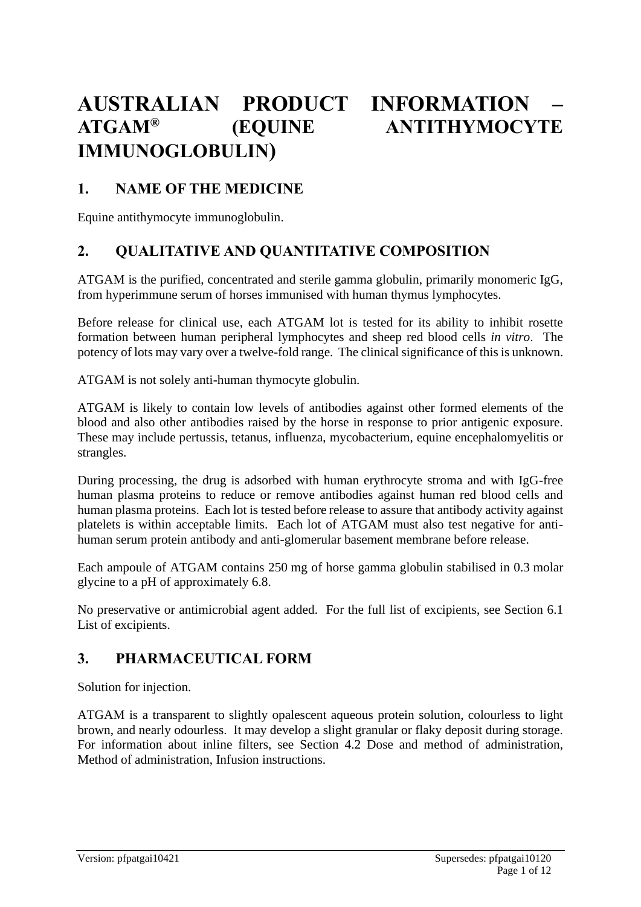# AUSTRALIAN PRODUCT INFORMATION – ATGAM® (EQUINE ANTITHYMOCYTE IMMUNOGLOBULIN)

## 1. NAME OF THE MEDICINE

Equine antithymocyte immunoglobulin.

## 2. QUALITATIVE AND QUANTITATIVE COMPOSITION

ATGAM is the purified, concentrated and sterile gamma globulin, primarily monomeric IgG, from hyperimmune serum of horses immunised with human thymus lymphocytes.

Before release for clinical use, each ATGAM lot is tested for its ability to inhibit rosette formation between human peripheral lymphocytes and sheep red blood cells *in vitro*. The potency of lots may vary over a twelve-fold range. The clinical significance of this is unknown.

ATGAM is not solely anti-human thymocyte globulin.

ATGAM is likely to contain low levels of antibodies against other formed elements of the blood and also other antibodies raised by the horse in response to prior antigenic exposure. These may include pertussis, tetanus, influenza, mycobacterium, equine encephalomyelitis or strangles.

During processing, the drug is adsorbed with human erythrocyte stroma and with IgG-free human plasma proteins to reduce or remove antibodies against human red blood cells and human plasma proteins. Each lot is tested before release to assure that antibody activity against platelets is within acceptable limits. Each lot of ATGAM must also test negative for anti-human serum protein antibody and anti-glomerular basement membrane before release.

Each ampoule of ATGAM contains 250 mg of horse gamma globulin stabilised in 0.3 molar glycine to a pH of approximately 6.8.

No preservative or antimicrobial agent added. For the full list of excipients, see Section 6.1 List of excipients.

## 3. PHARMACEUTICAL FORM

Solution for injection.

ATGAM is a transparent to slightly opalescent aqueous protein solution, colourless to light brown, and nearly odourless. It may develop a slight granular or flaky deposit during storage. For information about inline filters, see Section 4.2 Dose and method of administration, Method of administration, Infusion instructions.

Version: pfpatgai10421 Supersedes: pfpatgai10120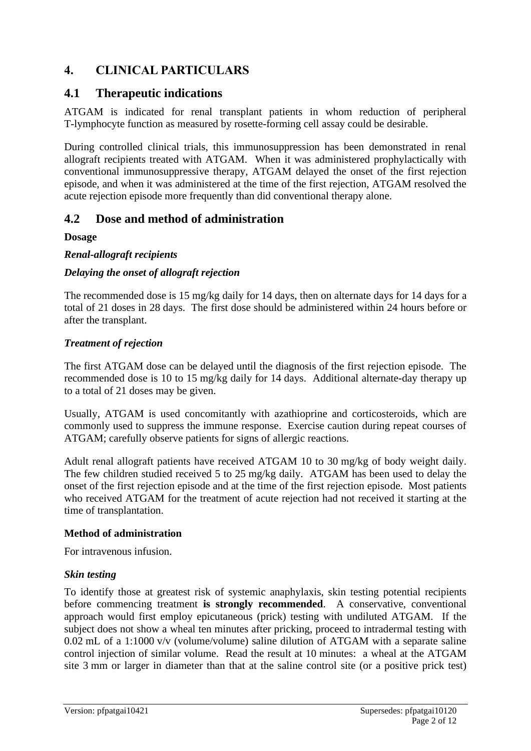# 4. CLINICAL PARTICULARS

## 4.1 Therapeutic indications

ATGAM is indicated for renal transplant patients in whom reduction of peripheral T-lymphocyte function as measured by rosette-forming cell assay could be desirable.

During controlled clinical trials, this immunosuppression has been demonstrated in renal allograft recipients treated with ATGAM. When it was administered prophylactically with conventional immunosuppressive therapy, ATGAM delayed the onset of the first rejection episode, and when it was administered at the time of the first rejection, ATGAM resolved the acute rejection episode more frequently than did conventional therapy alone.

## 4.2 Dose and method of administration

**Dosage**

***Renal-allograft recipients***

***Delaying the onset of allograft rejection***

The recommended dose is 15 mg/kg daily for 14 days, then on alternate days for 14 days for a total of 21 doses in 28 days. The first dose should be administered within 24 hours before or after the transplant.

***Treatment of rejection***

The first ATGAM dose can be delayed until the diagnosis of the first rejection episode. The recommended dose is 10 to 15 mg/kg daily for 14 days. Additional alternate-day therapy up to a total of 21 doses may be given.

Usually, ATGAM is used concomitantly with azathioprine and corticosteroids, which are commonly used to suppress the immune response. Exercise caution during repeat courses of ATGAM; carefully observe patients for signs of allergic reactions.

Adult renal allograft patients have received ATGAM 10 to 30 mg/kg of body weight daily. The few children studied received 5 to 25 mg/kg daily. ATGAM has been used to delay the onset of the first rejection episode and at the time of the first rejection episode. Most patients who received ATGAM for the treatment of acute rejection had not received it starting at the time of transplantation.

**Method of administration**

For intravenous infusion.

***Skin testing***

To identify those at greatest risk of systemic anaphylaxis, skin testing potential recipients before commencing treatment **is strongly recommended**. A conservative, conventional approach would first employ epicutaneous (prick) testing with undiluted ATGAM. If the subject does not show a wheal ten minutes after pricking, proceed to intradermal testing with 0.02 mL of a 1:1000 v/v (volume/volume) saline dilution of ATGAM with a separate saline control injection of similar volume. Read the result at 10 minutes: a wheal at the ATGAM site 3 mm or larger in diameter than that at the saline control site (or a positive prick test)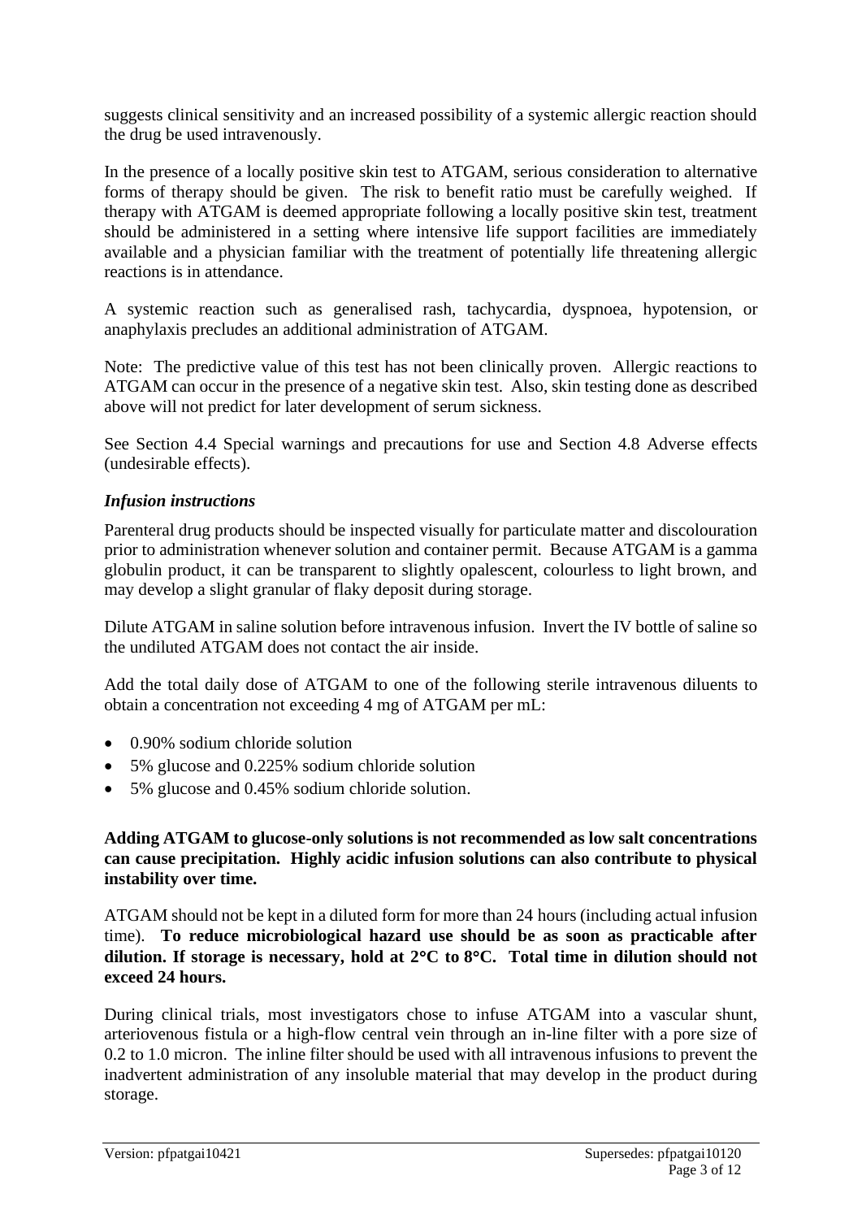suggests clinical sensitivity and an increased possibility of a systemic allergic reaction should the drug be used intravenously.

In the presence of a locally positive skin test to ATGAM, serious consideration to alternative forms of therapy should be given. The risk to benefit ratio must be carefully weighed. If therapy with ATGAM is deemed appropriate following a locally positive skin test, treatment should be administered in a setting where intensive life support facilities are immediately available and a physician familiar with the treatment of potentially life threatening allergic reactions is in attendance.

A systemic reaction such as generalised rash, tachycardia, dyspnoea, hypotension, or anaphylaxis precludes an additional administration of ATGAM.

Note: The predictive value of this test has not been clinically proven. Allergic reactions to ATGAM can occur in the presence of a negative skin test. Also, skin testing done as described above will not predict for later development of serum sickness.

See Section 4.4 Special warnings and precautions for use and Section 4.8 Adverse effects (undesirable effects).

### *Infusion instructions*

Parenteral drug products should be inspected visually for particulate matter and discolouration prior to administration whenever solution and container permit. Because ATGAM is a gamma globulin product, it can be transparent to slightly opalescent, colourless to light brown, and may develop a slight granular of flaky deposit during storage.

Dilute ATGAM in saline solution before intravenous infusion. Invert the IV bottle of saline so the undiluted ATGAM does not contact the air inside.

Add the total daily dose of ATGAM to one of the following sterile intravenous diluents to obtain a concentration not exceeding 4 mg of ATGAM per mL:

- 0.90% sodium chloride solution
- 5% glucose and 0.225% sodium chloride solution
- 5% glucose and 0.45% sodium chloride solution.

**Adding ATGAM to glucose-only solutions is not recommended as low salt concentrations can cause precipitation. Highly acidic infusion solutions can also contribute to physical instability over time.**

ATGAM should not be kept in a diluted form for more than 24 hours (including actual infusion time). **To reduce microbiological hazard use should be as soon as practicable after dilution. If storage is necessary, hold at 2°C to 8°C. Total time in dilution should not exceed 24 hours.**

During clinical trials, most investigators chose to infuse ATGAM into a vascular shunt, arteriovenous fistula or a high-flow central vein through an in-line filter with a pore size of 0.2 to 1.0 micron. The inline filter should be used with all intravenous infusions to prevent the inadvertent administration of any insoluble material that may develop in the product during storage.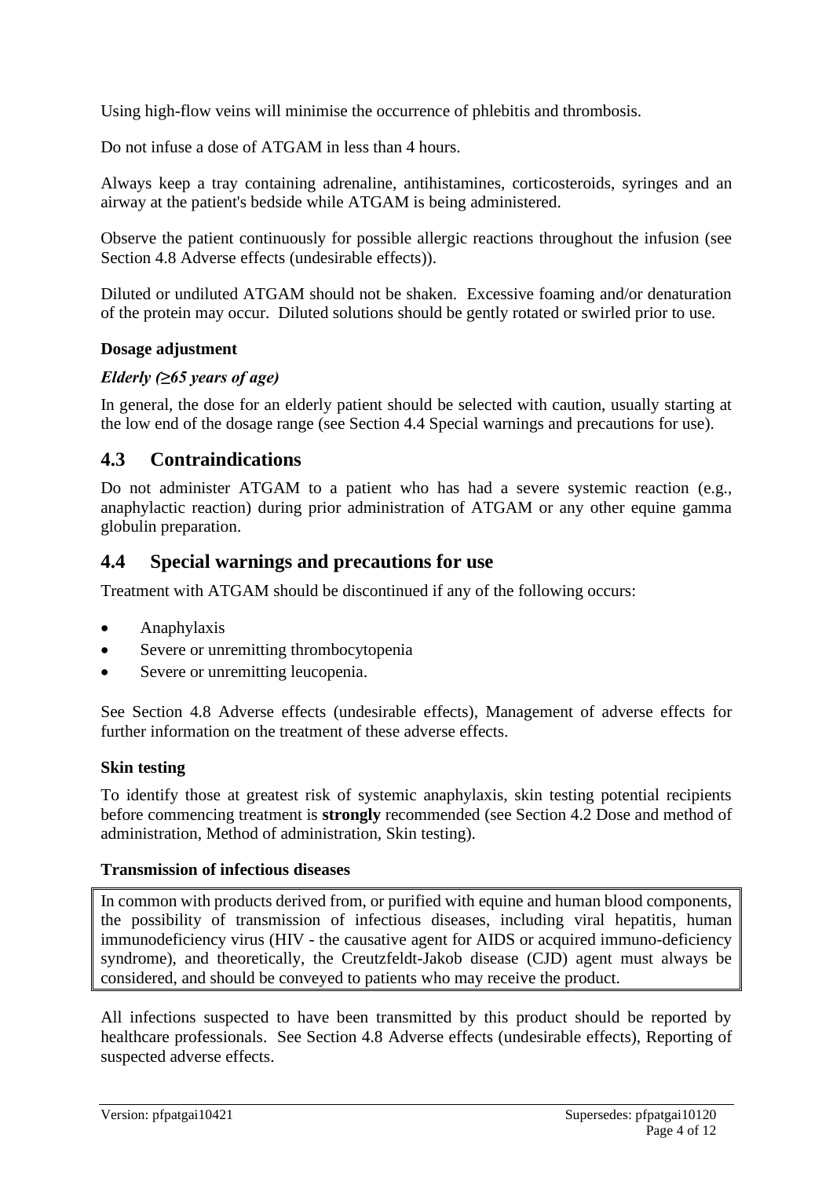Using high-flow veins will minimise the occurrence of phlebitis and thrombosis.

Do not infuse a dose of ATGAM in less than 4 hours.

Always keep a tray containing adrenaline, antihistamines, corticosteroids, syringes and an airway at the patient's bedside while ATGAM is being administered.

Observe the patient continuously for possible allergic reactions throughout the infusion (see Section 4.8 Adverse effects (undesirable effects)).

Diluted or undiluted ATGAM should not be shaken. Excessive foaming and/or denaturation of the protein may occur. Diluted solutions should be gently rotated or swirled prior to use.

**Dosage adjustment**

***Elderly (≥65 years of age)***

In general, the dose for an elderly patient should be selected with caution, usually starting at the low end of the dosage range (see Section 4.4 Special warnings and precautions for use).

## 4.3 Contraindications

Do not administer ATGAM to a patient who has had a severe systemic reaction (e.g., anaphylactic reaction) during prior administration of ATGAM or any other equine gamma globulin preparation.

## 4.4 Special warnings and precautions for use

Treatment with ATGAM should be discontinued if any of the following occurs:

- Anaphylaxis
- Severe or unremitting thrombocytopenia
- Severe or unremitting leucopenia.

See Section 4.8 Adverse effects (undesirable effects), Management of adverse effects for further information on the treatment of these adverse effects.

**Skin testing**

To identify those at greatest risk of systemic anaphylaxis, skin testing potential recipients before commencing treatment is **strongly** recommended (see Section 4.2 Dose and method of administration, Method of administration, Skin testing).

**Transmission of infectious diseases**

In common with products derived from, or purified with equine and human blood components, the possibility of transmission of infectious diseases, including viral hepatitis, human immunodeficiency virus (HIV - the causative agent for AIDS or acquired immuno-deficiency syndrome), and theoretically, the Creutzfeldt-Jakob disease (CJD) agent must always be considered, and should be conveyed to patients who may receive the product.

All infections suspected to have been transmitted by this product should be reported by healthcare professionals. See Section 4.8 Adverse effects (undesirable effects), Reporting of suspected adverse effects.

Version: pfpatgai10421 Supersedes: pfpatgai10120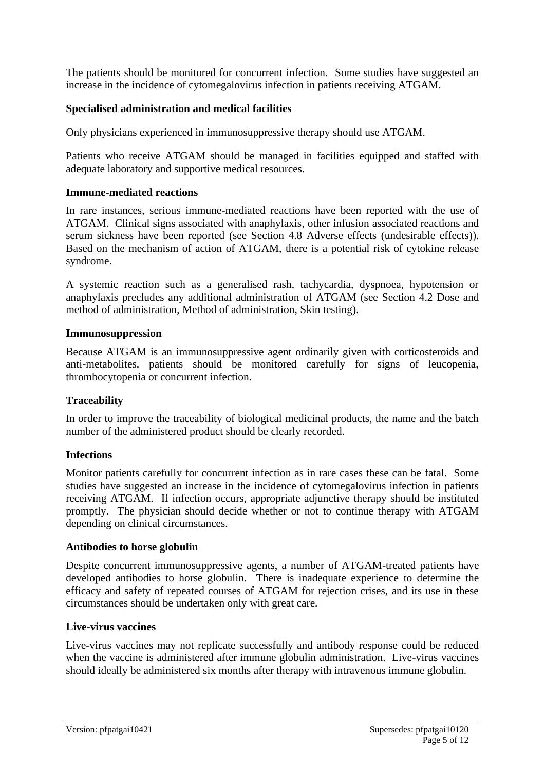The patients should be monitored for concurrent infection. Some studies have suggested an increase in the incidence of cytomegalovirus infection in patients receiving ATGAM.

**Specialised administration and medical facilities**

Only physicians experienced in immunosuppressive therapy should use ATGAM.

Patients who receive ATGAM should be managed in facilities equipped and staffed with adequate laboratory and supportive medical resources.

**Immune-mediated reactions**

In rare instances, serious immune-mediated reactions have been reported with the use of ATGAM. Clinical signs associated with anaphylaxis, other infusion associated reactions and serum sickness have been reported (see Section 4.8 Adverse effects (undesirable effects)). Based on the mechanism of action of ATGAM, there is a potential risk of cytokine release syndrome.

A systemic reaction such as a generalised rash, tachycardia, dyspnoea, hypotension or anaphylaxis precludes any additional administration of ATGAM (see Section 4.2 Dose and method of administration, Method of administration, Skin testing).

**Immunosuppression**

Because ATGAM is an immunosuppressive agent ordinarily given with corticosteroids and anti-metabolites, patients should be monitored carefully for signs of leucopenia, thrombocytopenia or concurrent infection.

**Traceability**

In order to improve the traceability of biological medicinal products, the name and the batch number of the administered product should be clearly recorded.

**Infections**

Monitor patients carefully for concurrent infection as in rare cases these can be fatal. Some studies have suggested an increase in the incidence of cytomegalovirus infection in patients receiving ATGAM. If infection occurs, appropriate adjunctive therapy should be instituted promptly. The physician should decide whether or not to continue therapy with ATGAM depending on clinical circumstances.

**Antibodies to horse globulin**

Despite concurrent immunosuppressive agents, a number of ATGAM-treated patients have developed antibodies to horse globulin. There is inadequate experience to determine the efficacy and safety of repeated courses of ATGAM for rejection crises, and its use in these circumstances should be undertaken only with great care.

**Live-virus vaccines**

Live-virus vaccines may not replicate successfully and antibody response could be reduced when the vaccine is administered after immune globulin administration. Live-virus vaccines should ideally be administered six months after therapy with intravenous immune globulin.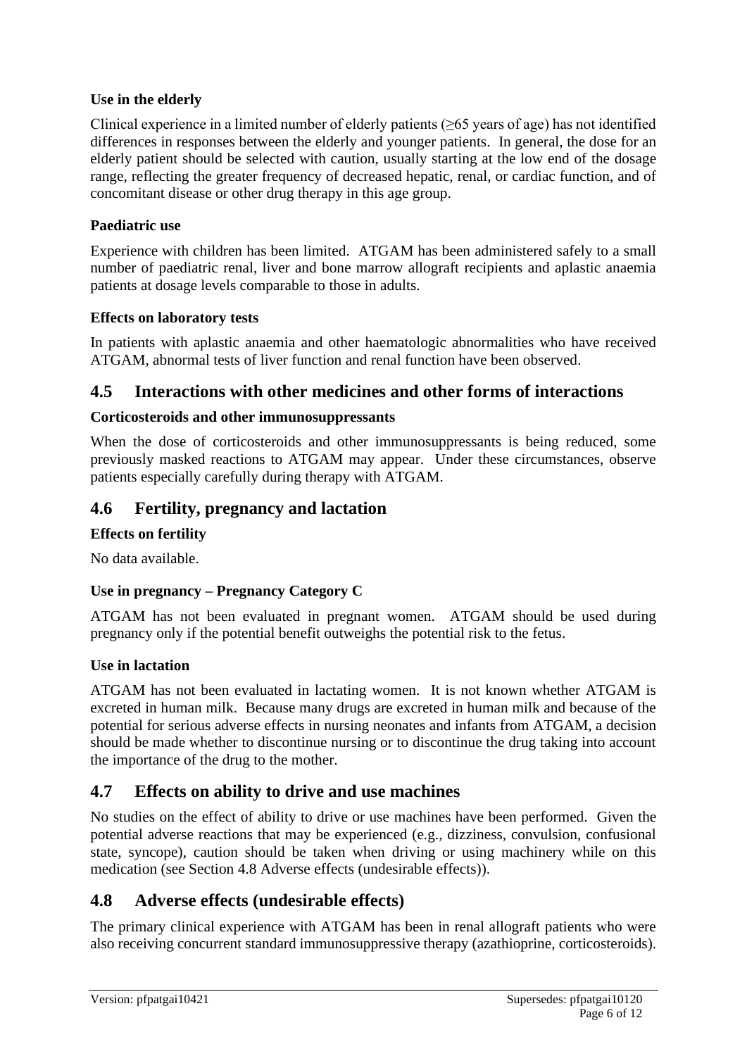**Use in the elderly**

Clinical experience in a limited number of elderly patients (≥65 years of age) has not identified differences in responses between the elderly and younger patients. In general, the dose for an elderly patient should be selected with caution, usually starting at the low end of the dosage range, reflecting the greater frequency of decreased hepatic, renal, or cardiac function, and of concomitant disease or other drug therapy in this age group.

**Paediatric use**

Experience with children has been limited. ATGAM has been administered safely to a small number of paediatric renal, liver and bone marrow allograft recipients and aplastic anaemia patients at dosage levels comparable to those in adults.

**Effects on laboratory tests**

In patients with aplastic anaemia and other haematologic abnormalities who have received ATGAM, abnormal tests of liver function and renal function have been observed.

## 4.5 Interactions with other medicines and other forms of interactions

**Corticosteroids and other immunosuppressants**

When the dose of corticosteroids and other immunosuppressants is being reduced, some previously masked reactions to ATGAM may appear. Under these circumstances, observe patients especially carefully during therapy with ATGAM.

## 4.6 Fertility, pregnancy and lactation

**Effects on fertility**

No data available.

**Use in pregnancy – Pregnancy Category C**

ATGAM has not been evaluated in pregnant women. ATGAM should be used during pregnancy only if the potential benefit outweighs the potential risk to the fetus.

**Use in lactation**

ATGAM has not been evaluated in lactating women. It is not known whether ATGAM is excreted in human milk. Because many drugs are excreted in human milk and because of the potential for serious adverse effects in nursing neonates and infants from ATGAM, a decision should be made whether to discontinue nursing or to discontinue the drug taking into account the importance of the drug to the mother.

## 4.7 Effects on ability to drive and use machines

No studies on the effect of ability to drive or use machines have been performed. Given the potential adverse reactions that may be experienced (e.g., dizziness, convulsion, confusional state, syncope), caution should be taken when driving or using machinery while on this medication (see Section 4.8 Adverse effects (undesirable effects)).

## 4.8 Adverse effects (undesirable effects)

The primary clinical experience with ATGAM has been in renal allograft patients who were also receiving concurrent standard immunosuppressive therapy (azathioprine, corticosteroids).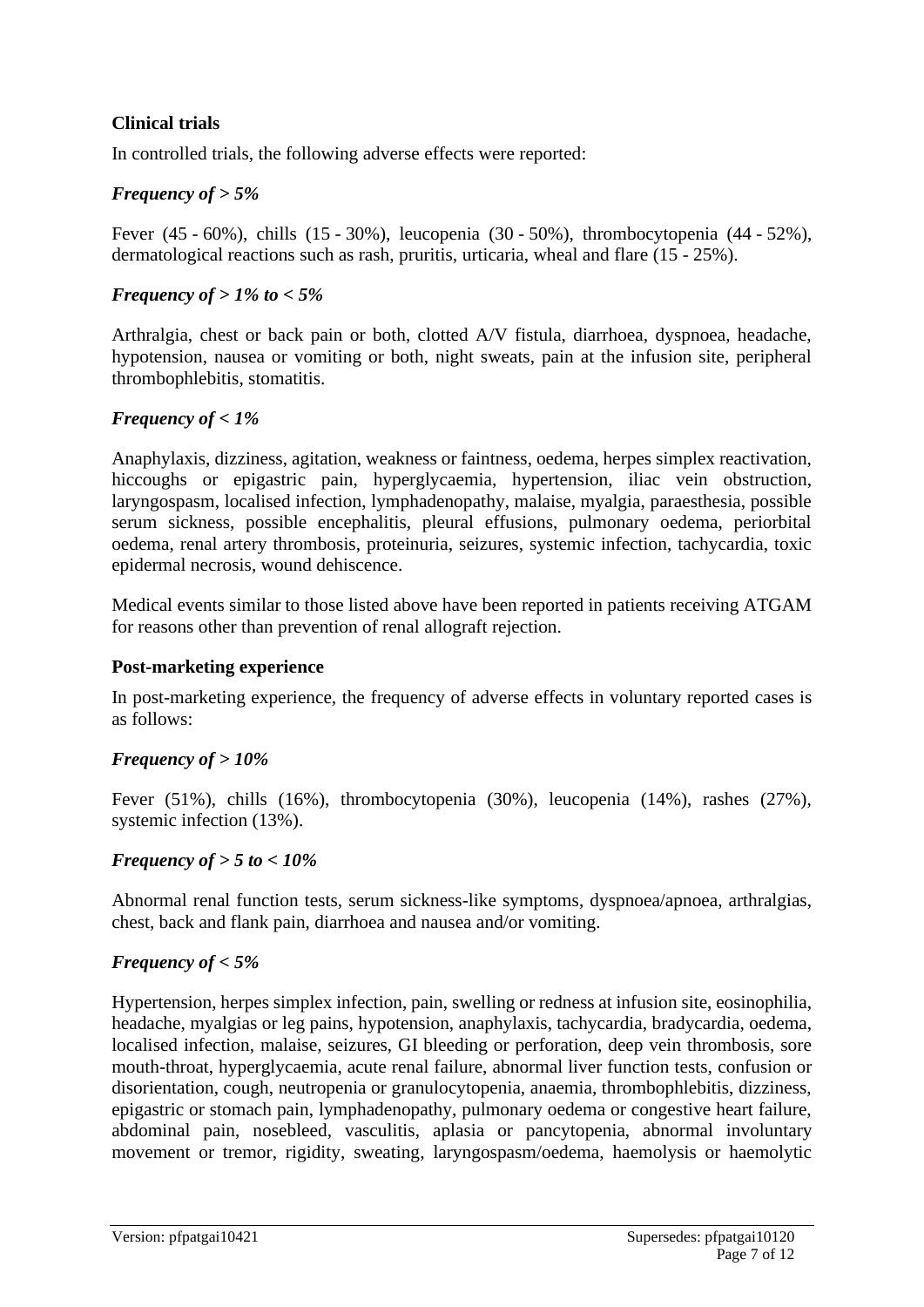### Clinical trials

In controlled trials, the following adverse effects were reported:

#### *Frequency of > 5%*

Fever (45 - 60%), chills (15 - 30%), leucopenia (30 - 50%), thrombocytopenia (44 - 52%), dermatological reactions such as rash, pruritis, urticaria, wheal and flare (15 - 25%).

#### *Frequency of > 1% to < 5%*

Arthralgia, chest or back pain or both, clotted A/V fistula, diarrhoea, dyspnoea, headache, hypotension, nausea or vomiting or both, night sweats, pain at the infusion site, peripheral thrombophlebitis, stomatitis.

#### *Frequency of < 1%*

Anaphylaxis, dizziness, agitation, weakness or faintness, oedema, herpes simplex reactivation, hiccoughs or epigastric pain, hyperglycaemia, hypertension, iliac vein obstruction, laryngospasm, localised infection, lymphadenopathy, malaise, myalgia, paraesthesia, possible serum sickness, possible encephalitis, pleural effusions, pulmonary oedema, periorbital oedema, renal artery thrombosis, proteinuria, seizures, systemic infection, tachycardia, toxic epidermal necrosis, wound dehiscence.

Medical events similar to those listed above have been reported in patients receiving ATGAM for reasons other than prevention of renal allograft rejection.

### Post-marketing experience

In post-marketing experience, the frequency of adverse effects in voluntary reported cases is as follows:

#### *Frequency of > 10%*

Fever (51%), chills (16%), thrombocytopenia (30%), leucopenia (14%), rashes (27%), systemic infection (13%).

#### *Frequency of > 5 to < 10%*

Abnormal renal function tests, serum sickness-like symptoms, dyspnoea/apnoea, arthralgias, chest, back and flank pain, diarrhoea and nausea and/or vomiting.

#### *Frequency of < 5%*

Hypertension, herpes simplex infection, pain, swelling or redness at infusion site, eosinophilia, headache, myalgias or leg pains, hypotension, anaphylaxis, tachycardia, bradycardia, oedema, localised infection, malaise, seizures, GI bleeding or perforation, deep vein thrombosis, sore mouth-throat, hyperglycaemia, acute renal failure, abnormal liver function tests, confusion or disorientation, cough, neutropenia or granulocytopenia, anaemia, thrombophlebitis, dizziness, epigastric or stomach pain, lymphadenopathy, pulmonary oedema or congestive heart failure, abdominal pain, nosebleed, vasculitis, aplasia or pancytopenia, abnormal involuntary movement or tremor, rigidity, sweating, laryngospasm/oedema, haemolysis or haemolytic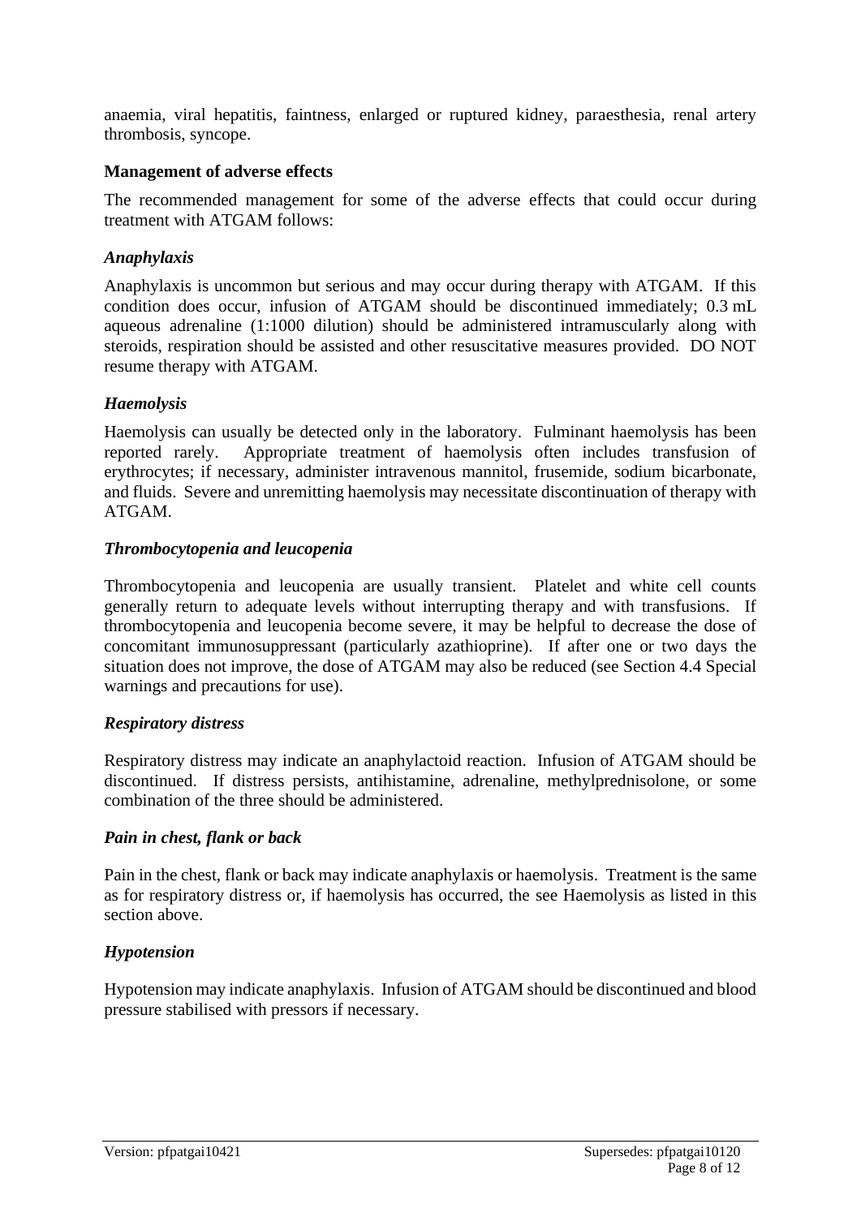anaemia, viral hepatitis, faintness, enlarged or ruptured kidney, paraesthesia, renal artery thrombosis, syncope.

**Management of adverse effects**

The recommended management for some of the adverse effects that could occur during treatment with ATGAM follows:

***Anaphylaxis***

Anaphylaxis is uncommon but serious and may occur during therapy with ATGAM. If this condition does occur, infusion of ATGAM should be discontinued immediately; 0.3 mL aqueous adrenaline (1:1000 dilution) should be administered intramuscularly along with steroids, respiration should be assisted and other resuscitative measures provided. DO NOT resume therapy with ATGAM.

***Haemolysis***

Haemolysis can usually be detected only in the laboratory. Fulminant haemolysis has been reported rarely. Appropriate treatment of haemolysis often includes transfusion of erythrocytes; if necessary, administer intravenous mannitol, frusemide, sodium bicarbonate, and fluids. Severe and unremitting haemolysis may necessitate discontinuation of therapy with ATGAM.

***Thrombocytopenia and leucopenia***

Thrombocytopenia and leucopenia are usually transient. Platelet and white cell counts generally return to adequate levels without interrupting therapy and with transfusions. If thrombocytopenia and leucopenia become severe, it may be helpful to decrease the dose of concomitant immunosuppressant (particularly azathioprine). If after one or two days the situation does not improve, the dose of ATGAM may also be reduced (see Section 4.4 Special warnings and precautions for use).

***Respiratory distress***

Respiratory distress may indicate an anaphylactoid reaction. Infusion of ATGAM should be discontinued. If distress persists, antihistamine, adrenaline, methylprednisolone, or some combination of the three should be administered.

***Pain in chest, flank or back***

Pain in the chest, flank or back may indicate anaphylaxis or haemolysis. Treatment is the same as for respiratory distress or, if haemolysis has occurred, the see Haemolysis as listed in this section above.

***Hypotension***

Hypotension may indicate anaphylaxis. Infusion of ATGAM should be discontinued and blood pressure stabilised with pressors if necessary.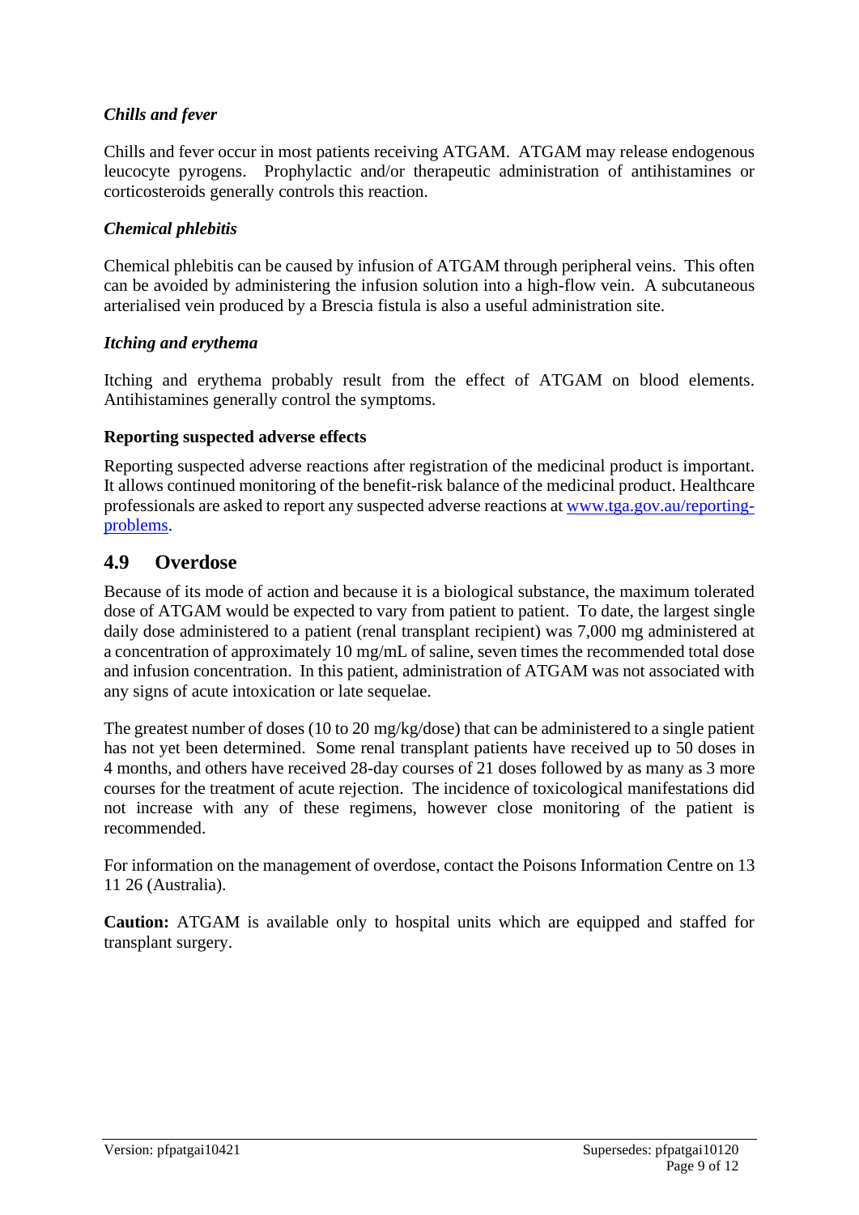*Chills and fever*

Chills and fever occur in most patients receiving ATGAM. ATGAM may release endogenous leucocyte pyrogens. Prophylactic and/or therapeutic administration of antihistamines or corticosteroids generally controls this reaction.

*Chemical phlebitis*

Chemical phlebitis can be caused by infusion of ATGAM through peripheral veins. This often can be avoided by administering the infusion solution into a high-flow vein. A subcutaneous arterialised vein produced by a Brescia fistula is also a useful administration site.

*Itching and erythema*

Itching and erythema probably result from the effect of ATGAM on blood elements. Antihistamines generally control the symptoms.

**Reporting suspected adverse effects**

Reporting suspected adverse reactions after registration of the medicinal product is important. It allows continued monitoring of the benefit-risk balance of the medicinal product. Healthcare professionals are asked to report any suspected adverse reactions at [www.tga.gov.au/reporting-problems](http://www.tga.gov.au/reporting-problems).

## 4.9 Overdose

Because of its mode of action and because it is a biological substance, the maximum tolerated dose of ATGAM would be expected to vary from patient to patient. To date, the largest single daily dose administered to a patient (renal transplant recipient) was 7,000 mg administered at a concentration of approximately 10 mg/mL of saline, seven times the recommended total dose and infusion concentration. In this patient, administration of ATGAM was not associated with any signs of acute intoxication or late sequelae.

The greatest number of doses (10 to 20 mg/kg/dose) that can be administered to a single patient has not yet been determined. Some renal transplant patients have received up to 50 doses in 4 months, and others have received 28-day courses of 21 doses followed by as many as 3 more courses for the treatment of acute rejection. The incidence of toxicological manifestations did not increase with any of these regimens, however close monitoring of the patient is recommended.

For information on the management of overdose, contact the Poisons Information Centre on 13 11 26 (Australia).

**Caution:** ATGAM is available only to hospital units which are equipped and staffed for transplant surgery.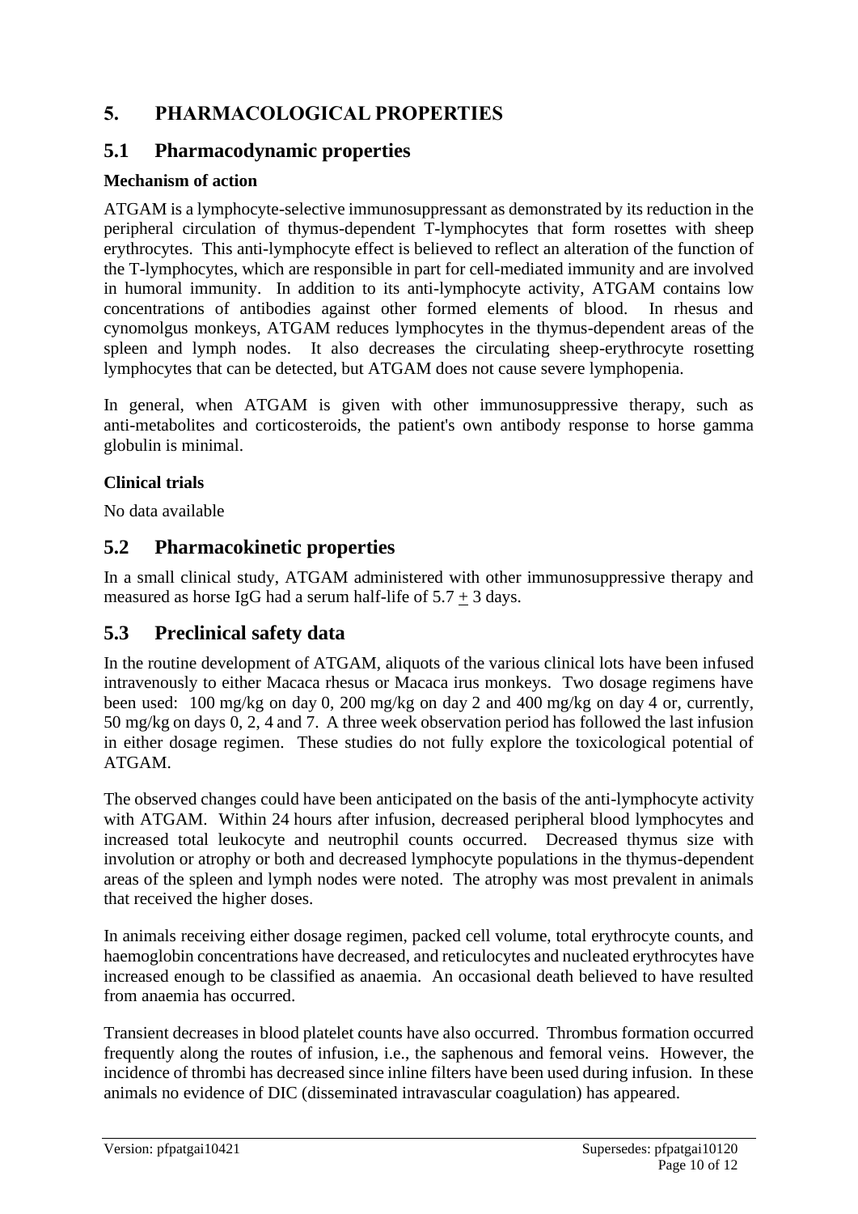# 5. PHARMACOLOGICAL PROPERTIES

## 5.1 Pharmacodynamic properties

### Mechanism of action

ATGAM is a lymphocyte-selective immunosuppressant as demonstrated by its reduction in the peripheral circulation of thymus-dependent T-lymphocytes that form rosettes with sheep erythrocytes. This anti-lymphocyte effect is believed to reflect an alteration of the function of the T-lymphocytes, which are responsible in part for cell-mediated immunity and are involved in humoral immunity. In addition to its anti-lymphocyte activity, ATGAM contains low concentrations of antibodies against other formed elements of blood. In rhesus and cynomolgus monkeys, ATGAM reduces lymphocytes in the thymus-dependent areas of the spleen and lymph nodes. It also decreases the circulating sheep-erythrocyte rosetting lymphocytes that can be detected, but ATGAM does not cause severe lymphopenia.

In general, when ATGAM is given with other immunosuppressive therapy, such as anti-metabolites and corticosteroids, the patient's own antibody response to horse gamma globulin is minimal.

### Clinical trials

No data available

## 5.2 Pharmacokinetic properties

In a small clinical study, ATGAM administered with other immunosuppressive therapy and measured as horse IgG had a serum half-life of $5.7 \pm 3$ days.

## 5.3 Preclinical safety data

In the routine development of ATGAM, aliquots of the various clinical lots have been infused intravenously to either Macaca rhesus or Macaca irus monkeys. Two dosage regimens have been used: 100 mg/kg on day 0, 200 mg/kg on day 2 and 400 mg/kg on day 4 or, currently, 50 mg/kg on days 0, 2, 4 and 7. A three week observation period has followed the last infusion in either dosage regimen. These studies do not fully explore the toxicological potential of ATGAM.

The observed changes could have been anticipated on the basis of the anti-lymphocyte activity with ATGAM. Within 24 hours after infusion, decreased peripheral blood lymphocytes and increased total leukocyte and neutrophil counts occurred. Decreased thymus size with involution or atrophy or both and decreased lymphocyte populations in the thymus-dependent areas of the spleen and lymph nodes were noted. The atrophy was most prevalent in animals that received the higher doses.

In animals receiving either dosage regimen, packed cell volume, total erythrocyte counts, and haemoglobin concentrations have decreased, and reticulocytes and nucleated erythrocytes have increased enough to be classified as anaemia. An occasional death believed to have resulted from anaemia has occurred.

Transient decreases in blood platelet counts have also occurred. Thrombus formation occurred frequently along the routes of infusion, i.e., the saphenous and femoral veins. However, the incidence of thrombi has decreased since inline filters have been used during infusion. In these animals no evidence of DIC (disseminated intravascular coagulation) has appeared.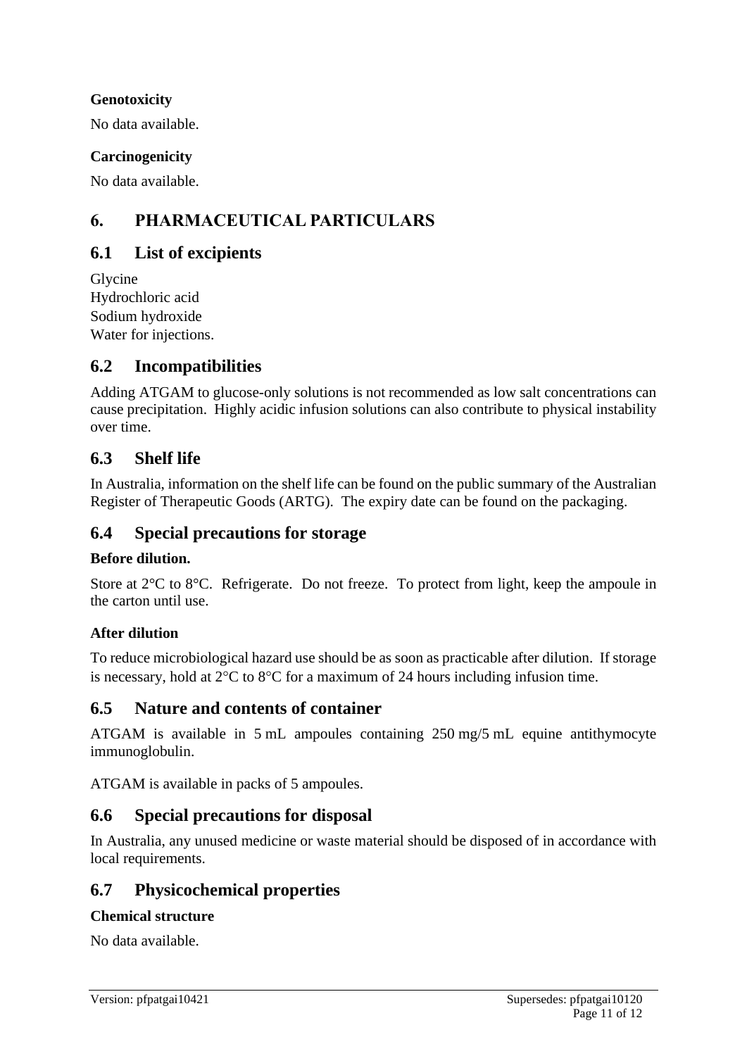**Genotoxicity**

No data available.

**Carcinogenicity**

No data available.

# 6. PHARMACEUTICAL PARTICULARS

## 6.1 List of excipients

Glycine
Hydrochloric acid
Sodium hydroxide
Water for injections.

## 6.2 Incompatibilities

Adding ATGAM to glucose-only solutions is not recommended as low salt concentrations can cause precipitation. Highly acidic infusion solutions can also contribute to physical instability over time.

## 6.3 Shelf life

In Australia, information on the shelf life can be found on the public summary of the Australian Register of Therapeutic Goods (ARTG). The expiry date can be found on the packaging.

## 6.4 Special precautions for storage

**Before dilution.**

Store at 2°C to 8°C. Refrigerate. Do not freeze. To protect from light, keep the ampoule in the carton until use.

**After dilution**

To reduce microbiological hazard use should be as soon as practicable after dilution. If storage is necessary, hold at 2°C to 8°C for a maximum of 24 hours including infusion time.

## 6.5 Nature and contents of container

ATGAM is available in 5 mL ampoules containing 250 mg/5 mL equine antithymocyte immunoglobulin.

ATGAM is available in packs of 5 ampoules.

## 6.6 Special precautions for disposal

In Australia, any unused medicine or waste material should be disposed of in accordance with local requirements.

## 6.7 Physicochemical properties

**Chemical structure**

No data available.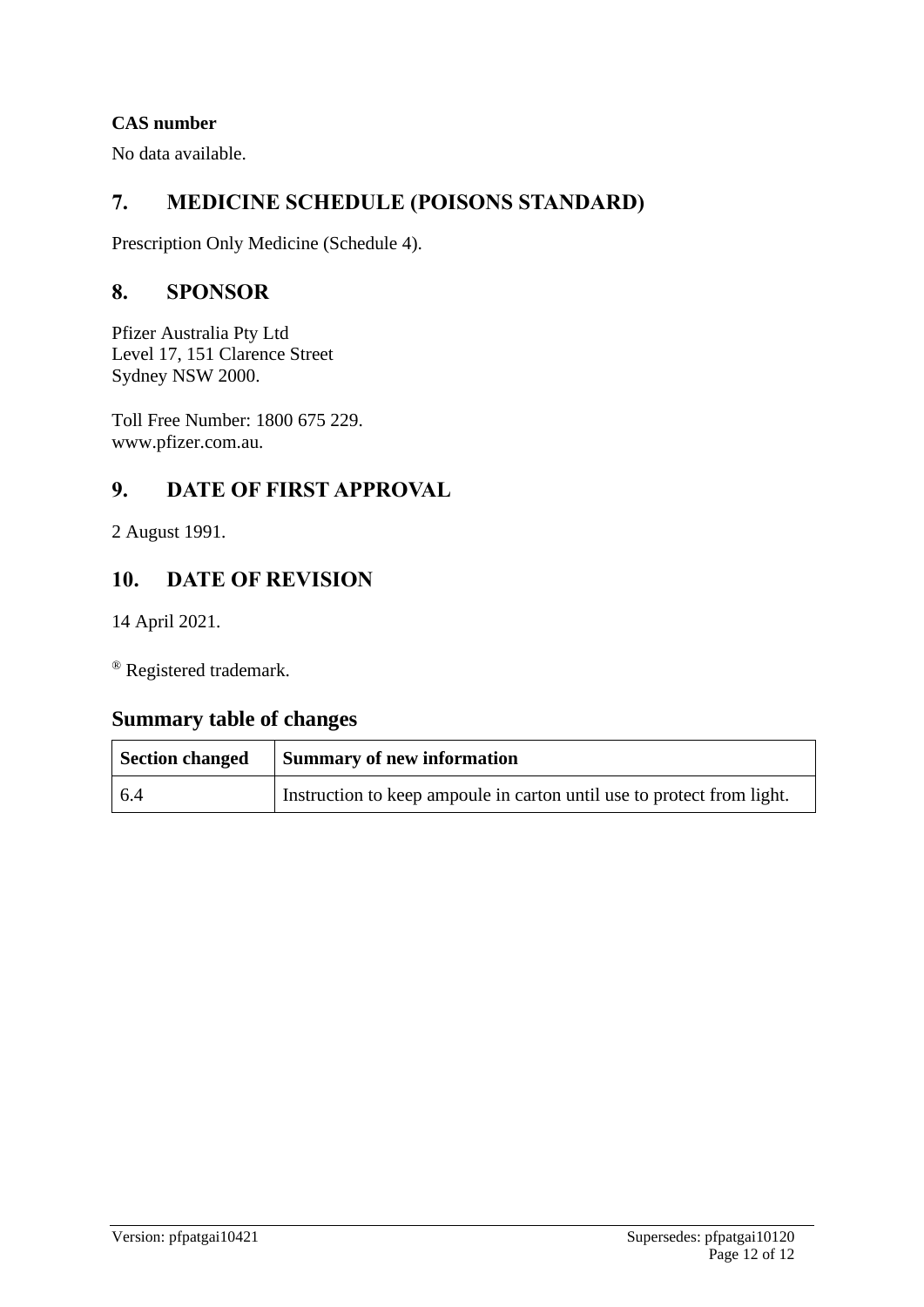**CAS number**

No data available.

## 7. MEDICINE SCHEDULE (POISONS STANDARD)

Prescription Only Medicine (Schedule 4).

## 8. SPONSOR

Pfizer Australia Pty Ltd
Level 17, 151 Clarence Street
Sydney NSW 2000.

Toll Free Number: 1800 675 229.
www.pfizer.com.au.

## 9. DATE OF FIRST APPROVAL

2 August 1991.

## 10. DATE OF REVISION

14 April 2021.

® Registered trademark.

### Summary table of changes

| Section changed | Summary of new information |
|---|---|
| 6.4 | Instruction to keep ampoule in carton until use to protect from light. |

Version: pfpatgai10421 Supersedes: pfpatgai10120